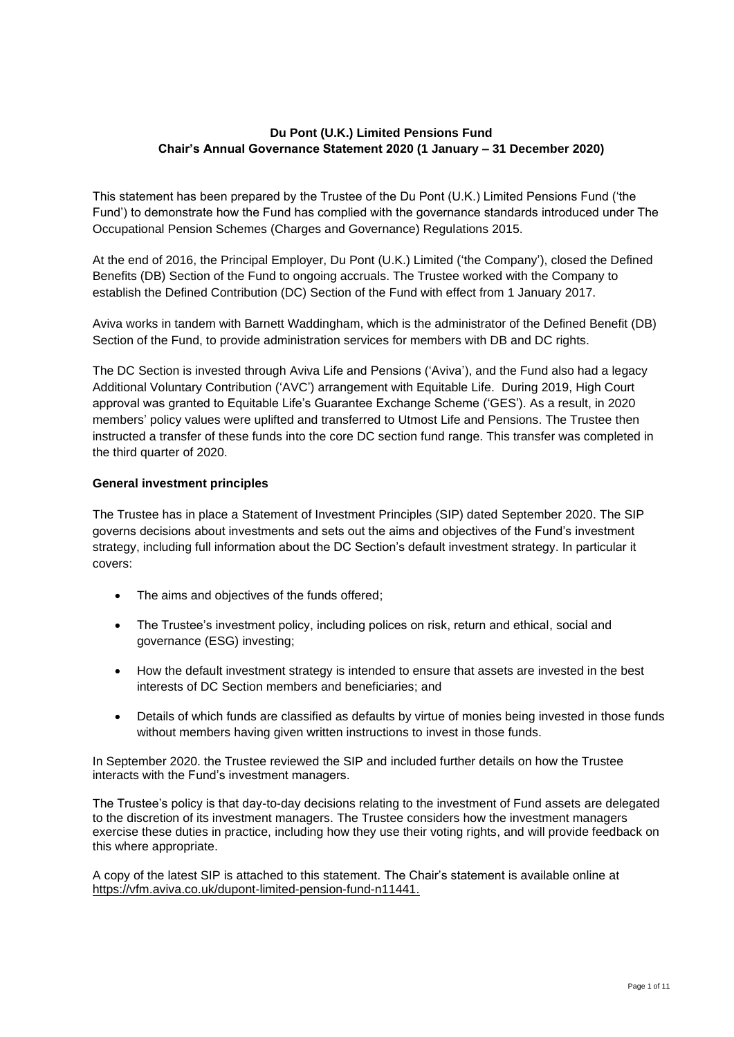**Du Pont (U.K.) Limited Pensions Fund**
**Chair's Annual Governance Statement 2020 (1 January – 31 December 2020)**

This statement has been prepared by the Trustee of the Du Pont (U.K.) Limited Pensions Fund ('the Fund') to demonstrate how the Fund has complied with the governance standards introduced under The Occupational Pension Schemes (Charges and Governance) Regulations 2015.

At the end of 2016, the Principal Employer, Du Pont (U.K.) Limited ('the Company'), closed the Defined Benefits (DB) Section of the Fund to ongoing accruals. The Trustee worked with the Company to establish the Defined Contribution (DC) Section of the Fund with effect from 1 January 2017.

Aviva works in tandem with Barnett Waddingham, which is the administrator of the Defined Benefit (DB) Section of the Fund, to provide administration services for members with DB and DC rights.

The DC Section is invested through Aviva Life and Pensions ('Aviva'), and the Fund also had a legacy Additional Voluntary Contribution ('AVC') arrangement with Equitable Life. During 2019, High Court approval was granted to Equitable Life's Guarantee Exchange Scheme ('GES'). As a result, in 2020 members' policy values were uplifted and transferred to Utmost Life and Pensions. The Trustee then instructed a transfer of these funds into the core DC section fund range. This transfer was completed in the third quarter of 2020.

**General investment principles**

The Trustee has in place a Statement of Investment Principles (SIP) dated September 2020. The SIP governs decisions about investments and sets out the aims and objectives of the Fund's investment strategy, including full information about the DC Section's default investment strategy. In particular it covers:

- The aims and objectives of the funds offered;
- The Trustee's investment policy, including polices on risk, return and ethical, social and governance (ESG) investing;
- How the default investment strategy is intended to ensure that assets are invested in the best interests of DC Section members and beneficiaries; and
- Details of which funds are classified as defaults by virtue of monies being invested in those funds without members having given written instructions to invest in those funds.

In September 2020. the Trustee reviewed the SIP and included further details on how the Trustee interacts with the Fund's investment managers.

The Trustee's policy is that day-to-day decisions relating to the investment of Fund assets are delegated to the discretion of its investment managers. The Trustee considers how the investment managers exercise these duties in practice, including how they use their voting rights, and will provide feedback on this where appropriate.

A copy of the latest SIP is attached to this statement. The Chair's statement is available online at https://vfm.aviva.co.uk/dupont-limited-pension-fund-n11441.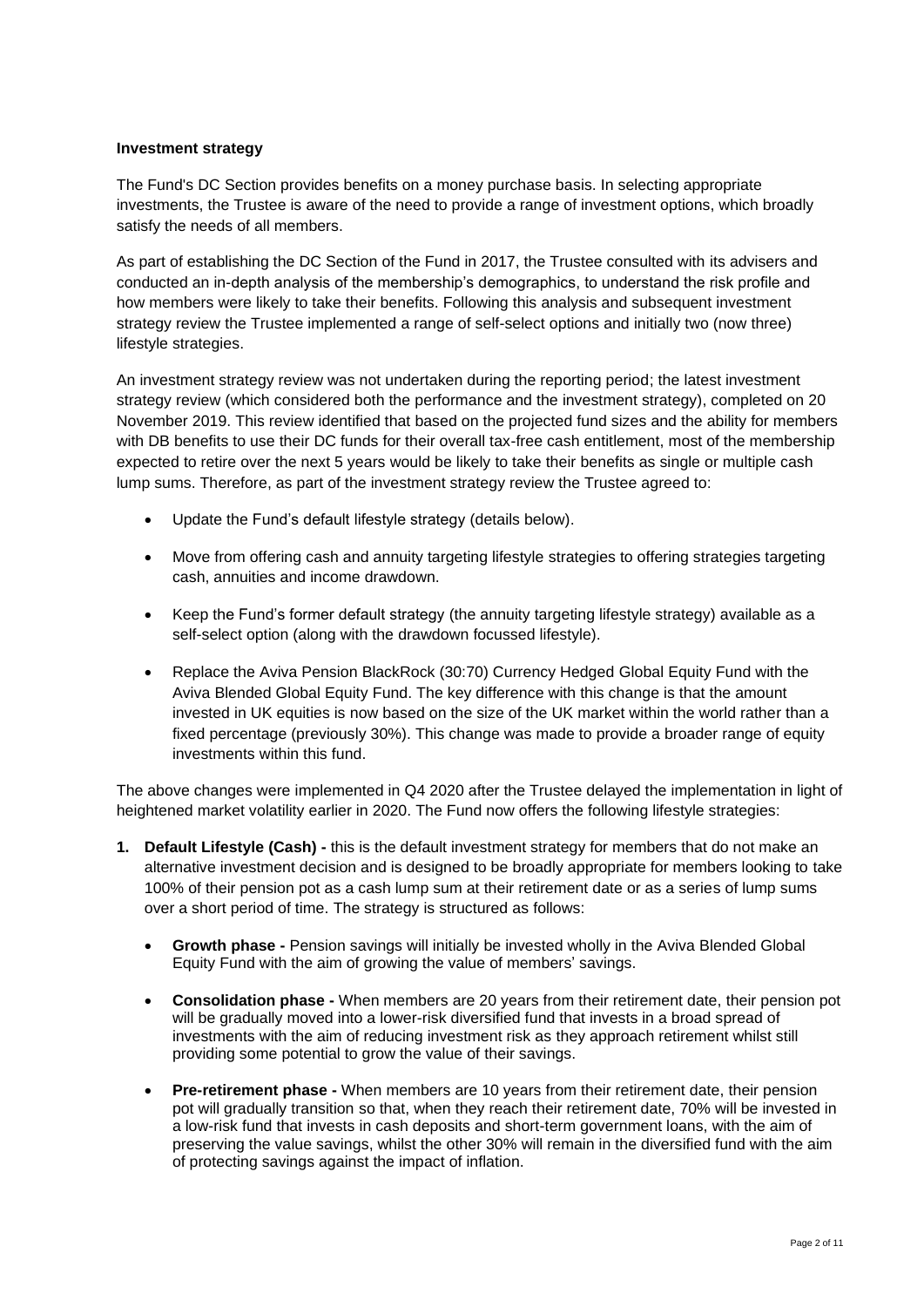**Investment strategy**

The Fund's DC Section provides benefits on a money purchase basis. In selecting appropriate investments, the Trustee is aware of the need to provide a range of investment options, which broadly satisfy the needs of all members.

As part of establishing the DC Section of the Fund in 2017, the Trustee consulted with its advisers and conducted an in-depth analysis of the membership's demographics, to understand the risk profile and how members were likely to take their benefits. Following this analysis and subsequent investment strategy review the Trustee implemented a range of self-select options and initially two (now three) lifestyle strategies.

An investment strategy review was not undertaken during the reporting period; the latest investment strategy review (which considered both the performance and the investment strategy), completed on 20 November 2019. This review identified that based on the projected fund sizes and the ability for members with DB benefits to use their DC funds for their overall tax-free cash entitlement, most of the membership expected to retire over the next 5 years would be likely to take their benefits as single or multiple cash lump sums. Therefore, as part of the investment strategy review the Trustee agreed to:

- Update the Fund's default lifestyle strategy (details below).
- Move from offering cash and annuity targeting lifestyle strategies to offering strategies targeting cash, annuities and income drawdown.
- Keep the Fund's former default strategy (the annuity targeting lifestyle strategy) available as a self-select option (along with the drawdown focussed lifestyle).
- Replace the Aviva Pension BlackRock (30:70) Currency Hedged Global Equity Fund with the Aviva Blended Global Equity Fund. The key difference with this change is that the amount invested in UK equities is now based on the size of the UK market within the world rather than a fixed percentage (previously 30%). This change was made to provide a broader range of equity investments within this fund.

The above changes were implemented in Q4 2020 after the Trustee delayed the implementation in light of heightened market volatility earlier in 2020. The Fund now offers the following lifestyle strategies:

1. **Default Lifestyle (Cash) -** this is the default investment strategy for members that do not make an alternative investment decision and is designed to be broadly appropriate for members looking to take 100% of their pension pot as a cash lump sum at their retirement date or as a series of lump sums over a short period of time. The strategy is structured as follows:
    - **Growth phase -** Pension savings will initially be invested wholly in the Aviva Blended Global Equity Fund with the aim of growing the value of members' savings.
    - **Consolidation phase -** When members are 20 years from their retirement date, their pension pot will be gradually moved into a lower-risk diversified fund that invests in a broad spread of investments with the aim of reducing investment risk as they approach retirement whilst still providing some potential to grow the value of their savings.
    - **Pre-retirement phase -** When members are 10 years from their retirement date, their pension pot will gradually transition so that, when they reach their retirement date, 70% will be invested in a low-risk fund that invests in cash deposits and short-term government loans, with the aim of preserving the value savings, whilst the other 30% will remain in the diversified fund with the aim of protecting savings against the impact of inflation.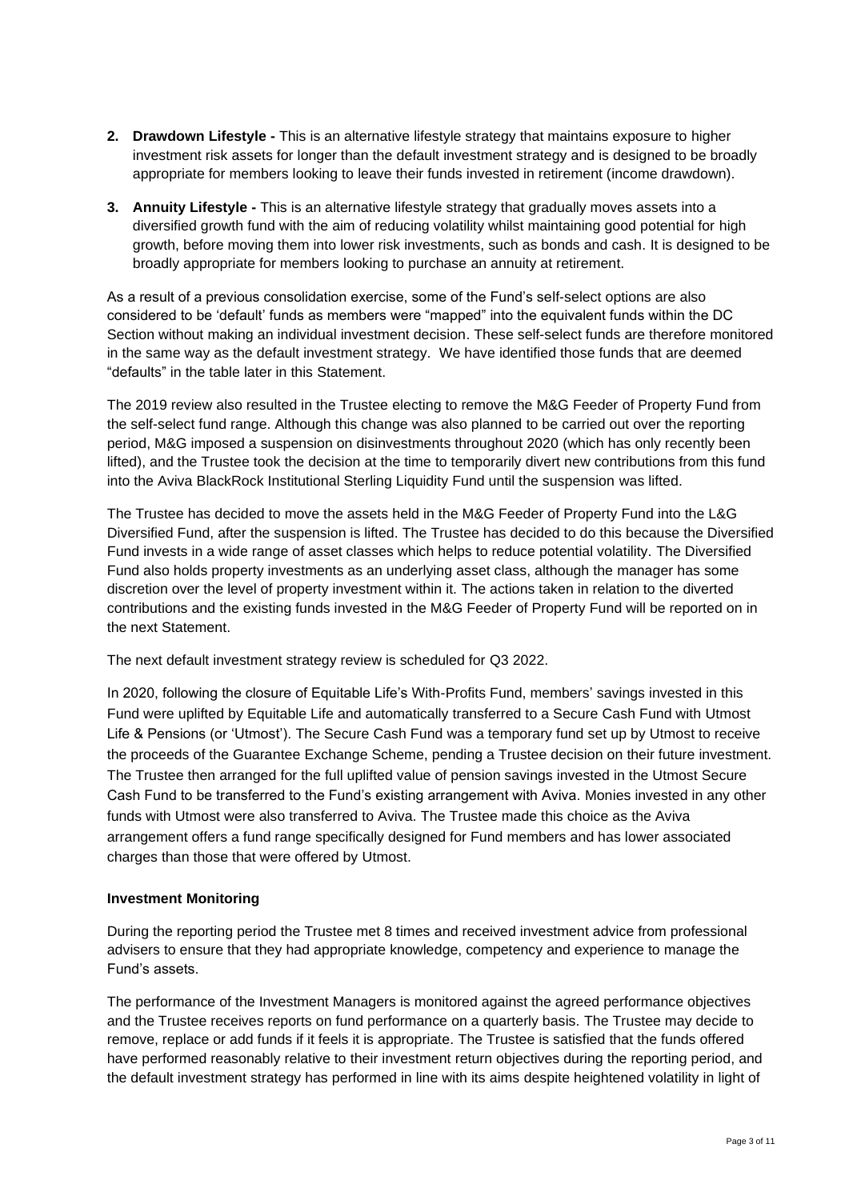2. **Drawdown Lifestyle -** This is an alternative lifestyle strategy that maintains exposure to higher investment risk assets for longer than the default investment strategy and is designed to be broadly appropriate for members looking to leave their funds invested in retirement (income drawdown).

3. **Annuity Lifestyle -** This is an alternative lifestyle strategy that gradually moves assets into a diversified growth fund with the aim of reducing volatility whilst maintaining good potential for high growth, before moving them into lower risk investments, such as bonds and cash. It is designed to be broadly appropriate for members looking to purchase an annuity at retirement.

As a result of a previous consolidation exercise, some of the Fund's self-select options are also considered to be 'default' funds as members were "mapped" into the equivalent funds within the DC Section without making an individual investment decision. These self-select funds are therefore monitored in the same way as the default investment strategy. We have identified those funds that are deemed "defaults" in the table later in this Statement.

The 2019 review also resulted in the Trustee electing to remove the M&G Feeder of Property Fund from the self-select fund range. Although this change was also planned to be carried out over the reporting period, M&G imposed a suspension on disinvestments throughout 2020 (which has only recently been lifted), and the Trustee took the decision at the time to temporarily divert new contributions from this fund into the Aviva BlackRock Institutional Sterling Liquidity Fund until the suspension was lifted.

The Trustee has decided to move the assets held in the M&G Feeder of Property Fund into the L&G Diversified Fund, after the suspension is lifted. The Trustee has decided to do this because the Diversified Fund invests in a wide range of asset classes which helps to reduce potential volatility. The Diversified Fund also holds property investments as an underlying asset class, although the manager has some discretion over the level of property investment within it. The actions taken in relation to the diverted contributions and the existing funds invested in the M&G Feeder of Property Fund will be reported on in the next Statement.

The next default investment strategy review is scheduled for Q3 2022.

In 2020, following the closure of Equitable Life's With-Profits Fund, members' savings invested in this Fund were uplifted by Equitable Life and automatically transferred to a Secure Cash Fund with Utmost Life & Pensions (or 'Utmost'). The Secure Cash Fund was a temporary fund set up by Utmost to receive the proceeds of the Guarantee Exchange Scheme, pending a Trustee decision on their future investment. The Trustee then arranged for the full uplifted value of pension savings invested in the Utmost Secure Cash Fund to be transferred to the Fund's existing arrangement with Aviva. Monies invested in any other funds with Utmost were also transferred to Aviva. The Trustee made this choice as the Aviva arrangement offers a fund range specifically designed for Fund members and has lower associated charges than those that were offered by Utmost.

**Investment Monitoring**

During the reporting period the Trustee met 8 times and received investment advice from professional advisers to ensure that they had appropriate knowledge, competency and experience to manage the Fund's assets.

The performance of the Investment Managers is monitored against the agreed performance objectives and the Trustee receives reports on fund performance on a quarterly basis. The Trustee may decide to remove, replace or add funds if it feels it is appropriate. The Trustee is satisfied that the funds offered have performed reasonably relative to their investment return objectives during the reporting period, and the default investment strategy has performed in line with its aims despite heightened volatility in light of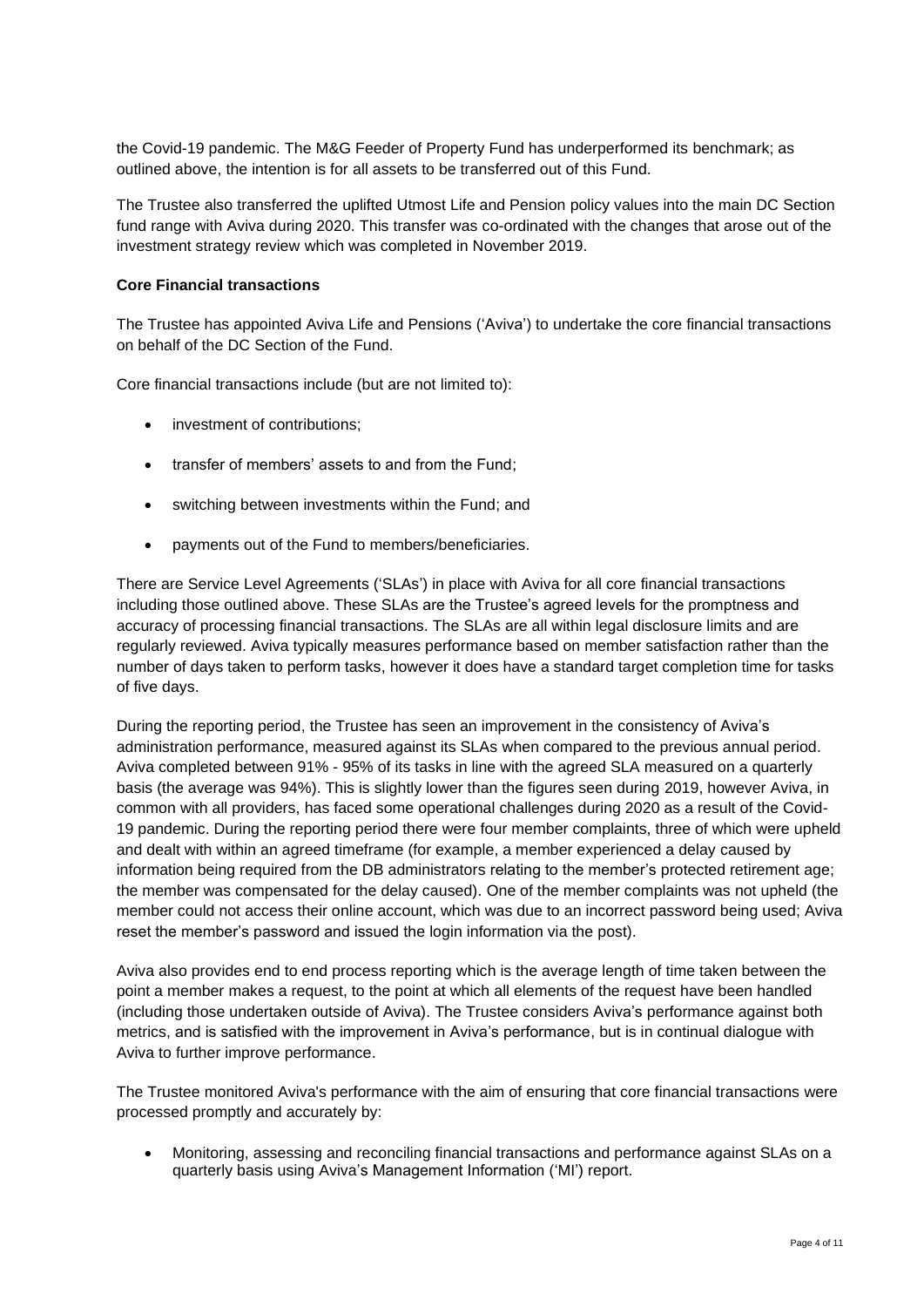the Covid-19 pandemic. The M&G Feeder of Property Fund has underperformed its benchmark; as outlined above, the intention is for all assets to be transferred out of this Fund.

The Trustee also transferred the uplifted Utmost Life and Pension policy values into the main DC Section fund range with Aviva during 2020. This transfer was co-ordinated with the changes that arose out of the investment strategy review which was completed in November 2019.

**Core Financial transactions**

The Trustee has appointed Aviva Life and Pensions ('Aviva') to undertake the core financial transactions on behalf of the DC Section of the Fund.

Core financial transactions include (but are not limited to):

- investment of contributions;
- transfer of members' assets to and from the Fund;
- switching between investments within the Fund; and
- payments out of the Fund to members/beneficiaries.

There are Service Level Agreements ('SLAs') in place with Aviva for all core financial transactions including those outlined above. These SLAs are the Trustee's agreed levels for the promptness and accuracy of processing financial transactions. The SLAs are all within legal disclosure limits and are regularly reviewed. Aviva typically measures performance based on member satisfaction rather than the number of days taken to perform tasks, however it does have a standard target completion time for tasks of five days.

During the reporting period, the Trustee has seen an improvement in the consistency of Aviva's administration performance, measured against its SLAs when compared to the previous annual period. Aviva completed between 91% - 95% of its tasks in line with the agreed SLA measured on a quarterly basis (the average was 94%). This is slightly lower than the figures seen during 2019, however Aviva, in common with all providers, has faced some operational challenges during 2020 as a result of the Covid-19 pandemic. During the reporting period there were four member complaints, three of which were upheld and dealt with within an agreed timeframe (for example, a member experienced a delay caused by information being required from the DB administrators relating to the member's protected retirement age; the member was compensated for the delay caused). One of the member complaints was not upheld (the member could not access their online account, which was due to an incorrect password being used; Aviva reset the member's password and issued the login information via the post).

Aviva also provides end to end process reporting which is the average length of time taken between the point a member makes a request, to the point at which all elements of the request have been handled (including those undertaken outside of Aviva). The Trustee considers Aviva's performance against both metrics, and is satisfied with the improvement in Aviva's performance, but is in continual dialogue with Aviva to further improve performance.

The Trustee monitored Aviva's performance with the aim of ensuring that core financial transactions were processed promptly and accurately by:

- Monitoring, assessing and reconciling financial transactions and performance against SLAs on a quarterly basis using Aviva's Management Information ('MI') report.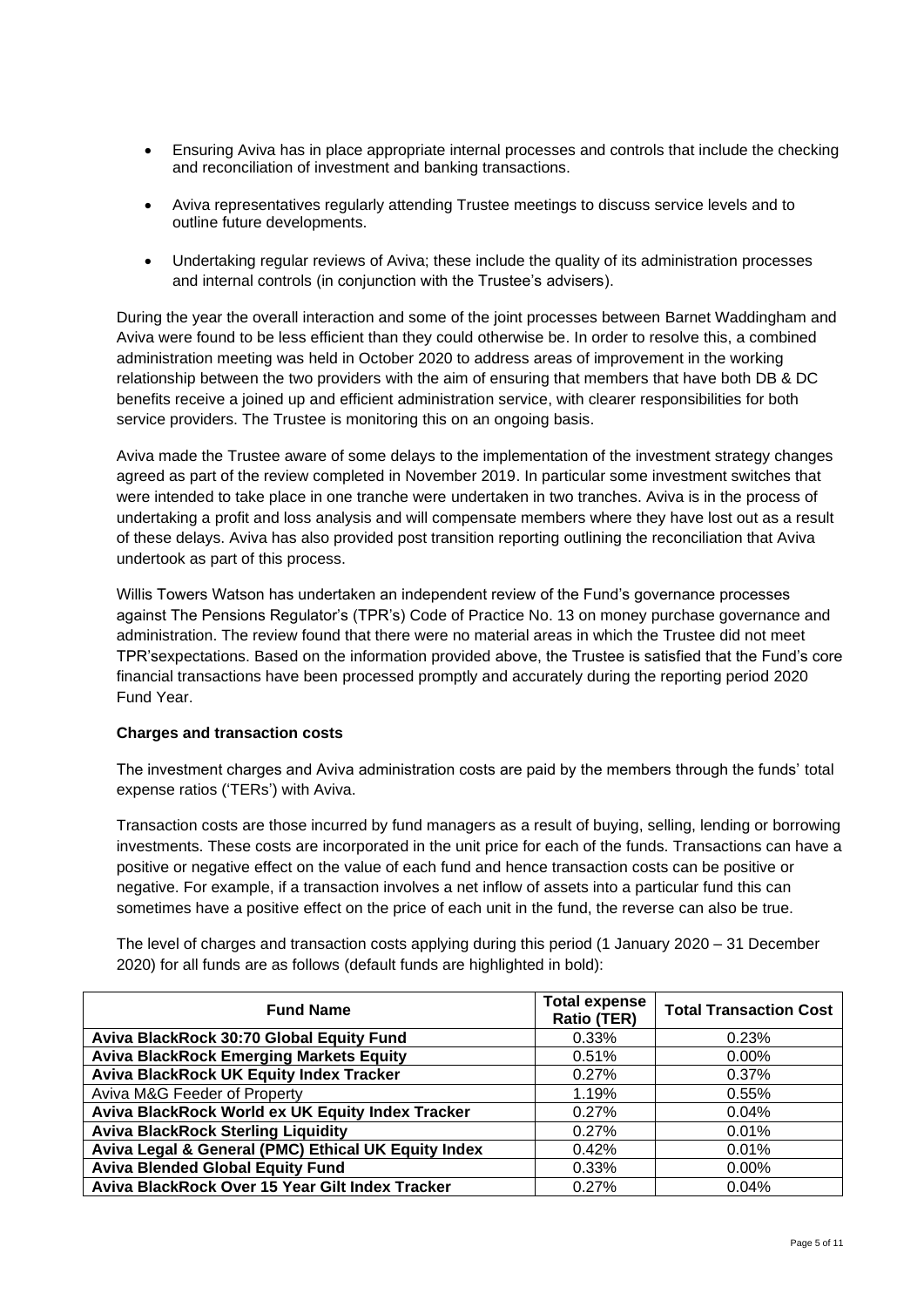- Ensuring Aviva has in place appropriate internal processes and controls that include the checking and reconciliation of investment and banking transactions.
- Aviva representatives regularly attending Trustee meetings to discuss service levels and to outline future developments.
- Undertaking regular reviews of Aviva; these include the quality of its administration processes and internal controls (in conjunction with the Trustee's advisers).

During the year the overall interaction and some of the joint processes between Barnet Waddingham and Aviva were found to be less efficient than they could otherwise be. In order to resolve this, a combined administration meeting was held in October 2020 to address areas of improvement in the working relationship between the two providers with the aim of ensuring that members that have both DB & DC benefits receive a joined up and efficient administration service, with clearer responsibilities for both service providers. The Trustee is monitoring this on an ongoing basis.

Aviva made the Trustee aware of some delays to the implementation of the investment strategy changes agreed as part of the review completed in November 2019. In particular some investment switches that were intended to take place in one tranche were undertaken in two tranches. Aviva is in the process of undertaking a profit and loss analysis and will compensate members where they have lost out as a result of these delays. Aviva has also provided post transition reporting outlining the reconciliation that Aviva undertook as part of this process.

Willis Towers Watson has undertaken an independent review of the Fund's governance processes against The Pensions Regulator's (TPR's) Code of Practice No. 13 on money purchase governance and administration. The review found that there were no material areas in which the Trustee did not meet TPR'sexpectations. Based on the information provided above, the Trustee is satisfied that the Fund's core financial transactions have been processed promptly and accurately during the reporting period 2020 Fund Year.

**Charges and transaction costs**

The investment charges and Aviva administration costs are paid by the members through the funds' total expense ratios ('TERs') with Aviva.

Transaction costs are those incurred by fund managers as a result of buying, selling, lending or borrowing investments. These costs are incorporated in the unit price for each of the funds. Transactions can have a positive or negative effect on the value of each fund and hence transaction costs can be positive or negative. For example, if a transaction involves a net inflow of assets into a particular fund this can sometimes have a positive effect on the price of each unit in the fund, the reverse can also be true.

The level of charges and transaction costs applying during this period (1 January 2020 – 31 December 2020) for all funds are as follows (default funds are highlighted in bold):

| Fund Name | Total expense Ratio (TER) | Total Transaction Cost |
|---|---|---|
| **Aviva BlackRock 30:70 Global Equity Fund** | 0.33% | 0.23% |
| **Aviva BlackRock Emerging Markets Equity** | 0.51% | 0.00% |
| **Aviva BlackRock UK Equity Index Tracker** | 0.27% | 0.37% |
| Aviva M&G Feeder of Property | 1.19% | 0.55% |
| **Aviva BlackRock World ex UK Equity Index Tracker** | 0.27% | 0.04% |
| **Aviva BlackRock Sterling Liquidity** | 0.27% | 0.01% |
| **Aviva Legal & General (PMC) Ethical UK Equity Index** | 0.42% | 0.01% |
| **Aviva Blended Global Equity Fund** | 0.33% | 0.00% |
| **Aviva BlackRock Over 15 Year Gilt Index Tracker** | 0.27% | 0.04% |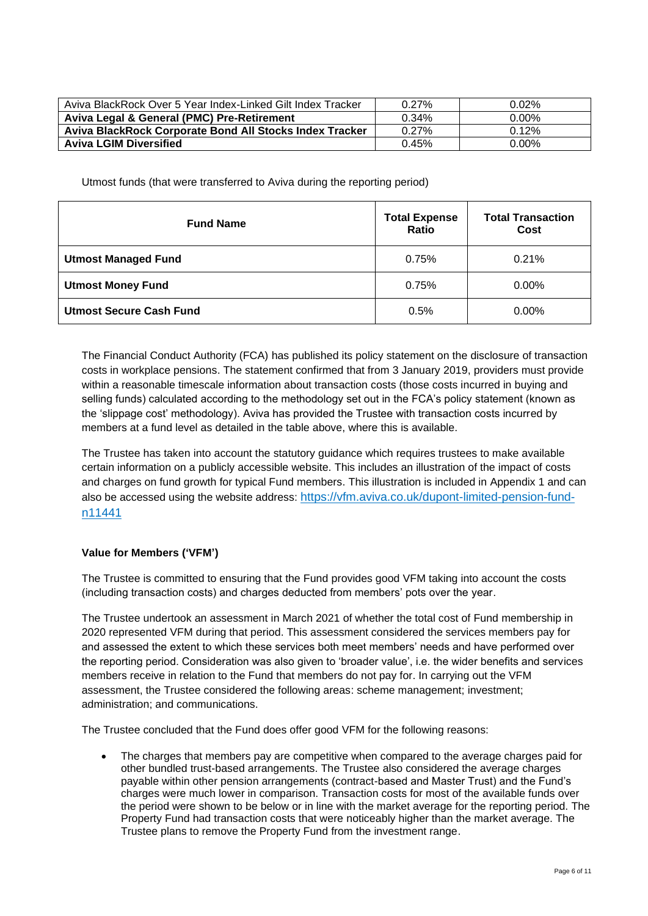| Aviva BlackRock Over 5 Year Index-Linked Gilt Index Tracker | 0.27% | 0.02% |
|---|---|---|
| **Aviva Legal & General (PMC) Pre-Retirement** | 0.34% | 0.00% |
| **Aviva BlackRock Corporate Bond All Stocks Index Tracker** | 0.27% | 0.12% |
| **Aviva LGIM Diversified** | 0.45% | 0.00% |

Utmost funds (that were transferred to Aviva during the reporting period)

| Fund Name | Total Expense Ratio | Total Transaction Cost |
|---|---|---|
| **Utmost Managed Fund** | 0.75% | 0.21% |
| **Utmost Money Fund** | 0.75% | 0.00% |
| **Utmost Secure Cash Fund** | 0.5% | 0.00% |

The Financial Conduct Authority (FCA) has published its policy statement on the disclosure of transaction costs in workplace pensions. The statement confirmed that from 3 January 2019, providers must provide within a reasonable timescale information about transaction costs (those costs incurred in buying and selling funds) calculated according to the methodology set out in the FCA's policy statement (known as the 'slippage cost' methodology). Aviva has provided the Trustee with transaction costs incurred by members at a fund level as detailed in the table above, where this is available.

The Trustee has taken into account the statutory guidance which requires trustees to make available certain information on a publicly accessible website. This includes an illustration of the impact of costs and charges on fund growth for typical Fund members. This illustration is included in Appendix 1 and can also be accessed using the website address: [https://vfm.aviva.co.uk/dupont-limited-pension-fund-n11441](https://vfm.aviva.co.uk/dupont-limited-pension-fund-n11441)

**Value for Members ('VFM')**

The Trustee is committed to ensuring that the Fund provides good VFM taking into account the costs (including transaction costs) and charges deducted from members' pots over the year.

The Trustee undertook an assessment in March 2021 of whether the total cost of Fund membership in 2020 represented VFM during that period. This assessment considered the services members pay for and assessed the extent to which these services both meet members' needs and have performed over the reporting period. Consideration was also given to 'broader value', i.e. the wider benefits and services members receive in relation to the Fund that members do not pay for. In carrying out the VFM assessment, the Trustee considered the following areas: scheme management; investment; administration; and communications.

The Trustee concluded that the Fund does offer good VFM for the following reasons:

- The charges that members pay are competitive when compared to the average charges paid for other bundled trust-based arrangements. The Trustee also considered the average charges payable within other pension arrangements (contract-based and Master Trust) and the Fund's charges were much lower in comparison. Transaction costs for most of the available funds over the period were shown to be below or in line with the market average for the reporting period. The Property Fund had transaction costs that were noticeably higher than the market average. The Trustee plans to remove the Property Fund from the investment range.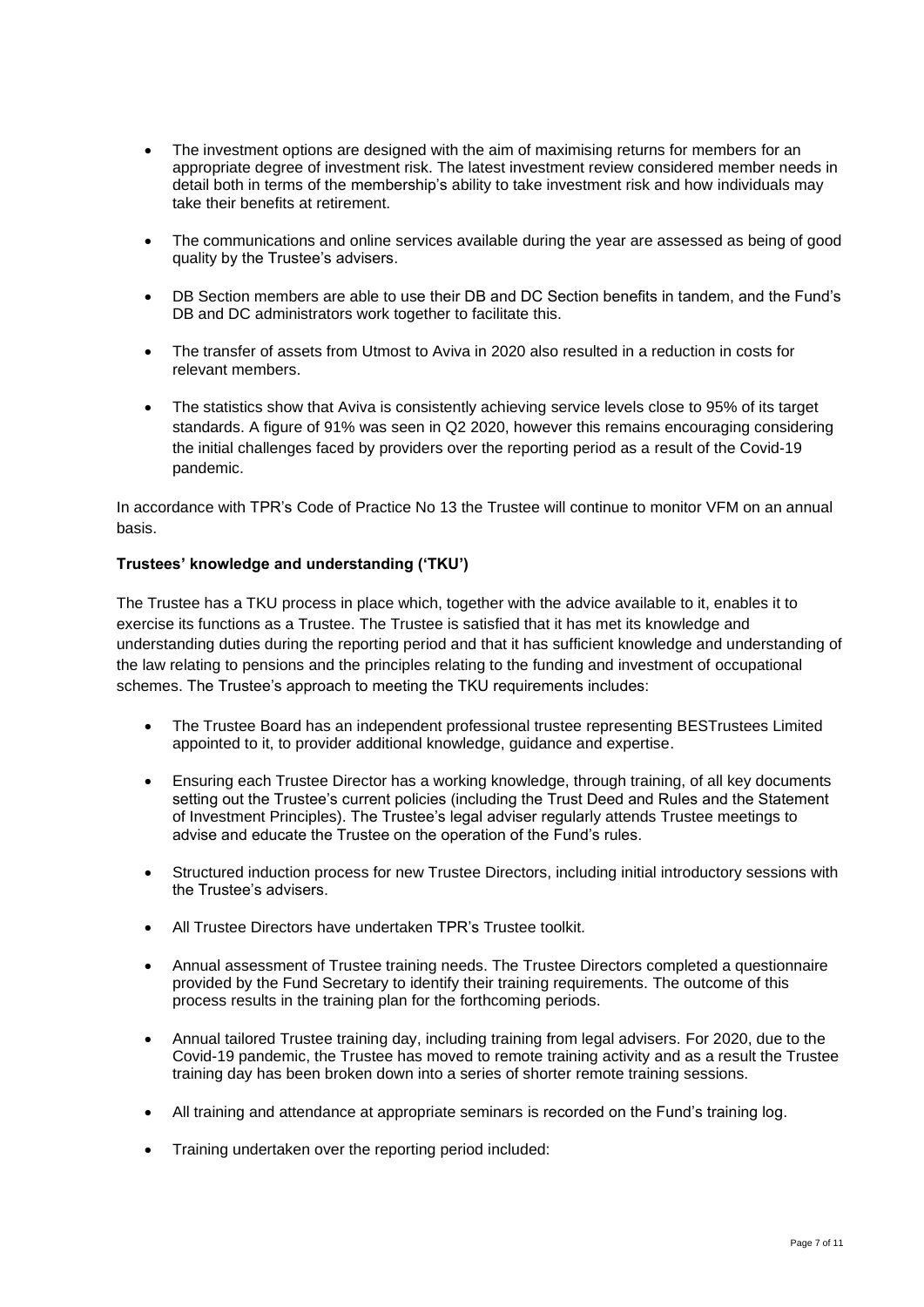- The investment options are designed with the aim of maximising returns for members for an appropriate degree of investment risk. The latest investment review considered member needs in detail both in terms of the membership's ability to take investment risk and how individuals may take their benefits at retirement.

- The communications and online services available during the year are assessed as being of good quality by the Trustee's advisers.

- DB Section members are able to use their DB and DC Section benefits in tandem, and the Fund's DB and DC administrators work together to facilitate this.

- The transfer of assets from Utmost to Aviva in 2020 also resulted in a reduction in costs for relevant members.

- The statistics show that Aviva is consistently achieving service levels close to 95% of its target standards. A figure of 91% was seen in Q2 2020, however this remains encouraging considering the initial challenges faced by providers over the reporting period as a result of the Covid-19 pandemic.

In accordance with TPR's Code of Practice No 13 the Trustee will continue to monitor VFM on an annual basis.

**Trustees' knowledge and understanding ('TKU')**

The Trustee has a TKU process in place which, together with the advice available to it, enables it to exercise its functions as a Trustee. The Trustee is satisfied that it has met its knowledge and understanding duties during the reporting period and that it has sufficient knowledge and understanding of the law relating to pensions and the principles relating to the funding and investment of occupational schemes. The Trustee's approach to meeting the TKU requirements includes:

- The Trustee Board has an independent professional trustee representing BESTrustees Limited appointed to it, to provider additional knowledge, guidance and expertise.

- Ensuring each Trustee Director has a working knowledge, through training, of all key documents setting out the Trustee's current policies (including the Trust Deed and Rules and the Statement of Investment Principles). The Trustee's legal adviser regularly attends Trustee meetings to advise and educate the Trustee on the operation of the Fund's rules.

- Structured induction process for new Trustee Directors, including initial introductory sessions with the Trustee's advisers.

- All Trustee Directors have undertaken TPR's Trustee toolkit.

- Annual assessment of Trustee training needs. The Trustee Directors completed a questionnaire provided by the Fund Secretary to identify their training requirements. The outcome of this process results in the training plan for the forthcoming periods.

- Annual tailored Trustee training day, including training from legal advisers. For 2020, due to the Covid-19 pandemic, the Trustee has moved to remote training activity and as a result the Trustee training day has been broken down into a series of shorter remote training sessions.

- All training and attendance at appropriate seminars is recorded on the Fund's training log.

- Training undertaken over the reporting period included: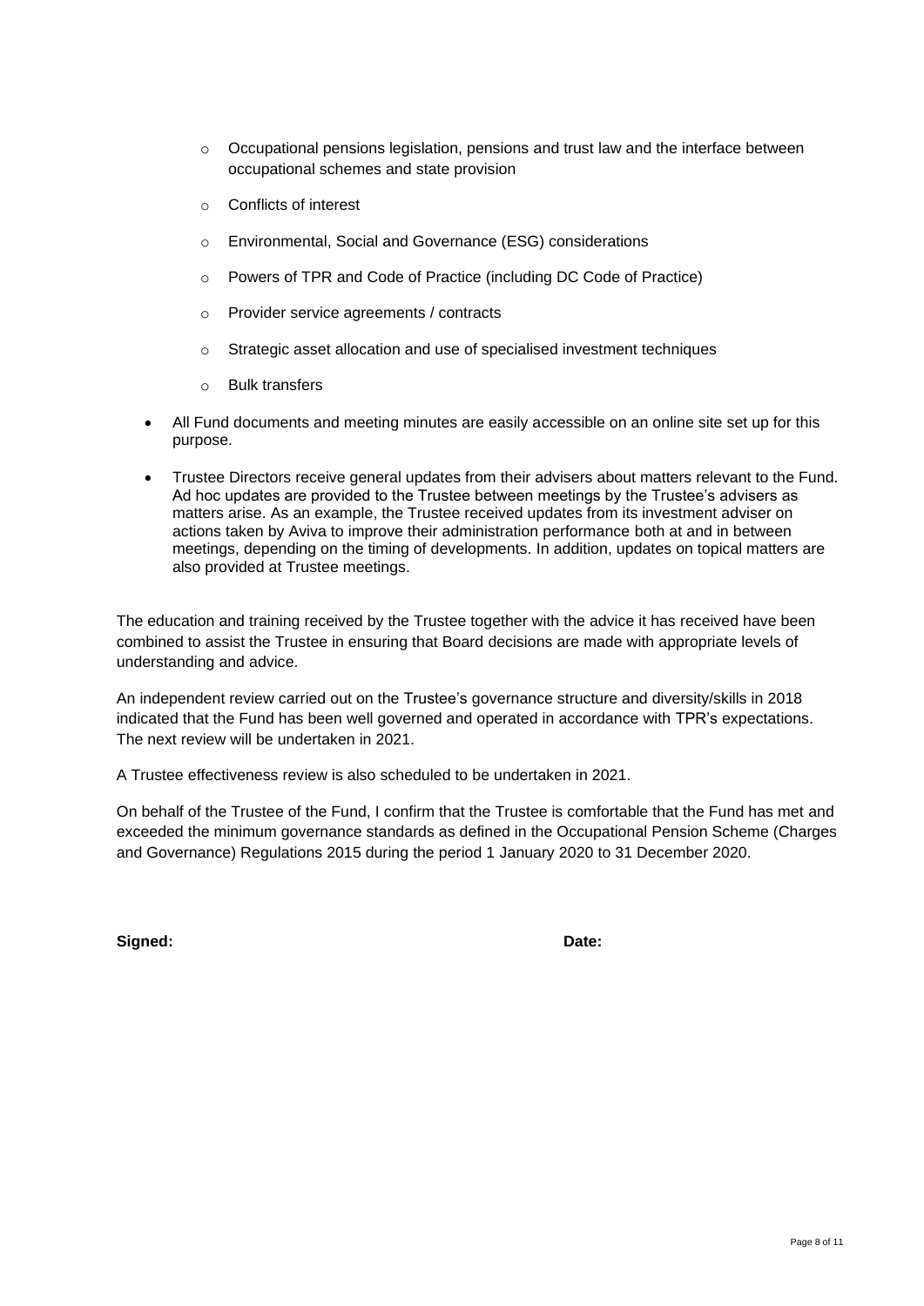- Occupational pensions legislation, pensions and trust law and the interface between occupational schemes and state provision
  - Conflicts of interest
  - Environmental, Social and Governance (ESG) considerations
  - Powers of TPR and Code of Practice (including DC Code of Practice)
  - Provider service agreements / contracts
  - Strategic asset allocation and use of specialised investment techniques
  - Bulk transfers

- All Fund documents and meeting minutes are easily accessible on an online site set up for this purpose.
- Trustee Directors receive general updates from their advisers about matters relevant to the Fund. Ad hoc updates are provided to the Trustee between meetings by the Trustee's advisers as matters arise. As an example, the Trustee received updates from its investment adviser on actions taken by Aviva to improve their administration performance both at and in between meetings, depending on the timing of developments. In addition, updates on topical matters are also provided at Trustee meetings.

The education and training received by the Trustee together with the advice it has received have been combined to assist the Trustee in ensuring that Board decisions are made with appropriate levels of understanding and advice.

An independent review carried out on the Trustee's governance structure and diversity/skills in 2018 indicated that the Fund has been well governed and operated in accordance with TPR's expectations. The next review will be undertaken in 2021.

A Trustee effectiveness review is also scheduled to be undertaken in 2021.

On behalf of the Trustee of the Fund, I confirm that the Trustee is comfortable that the Fund has met and exceeded the minimum governance standards as defined in the Occupational Pension Scheme (Charges and Governance) Regulations 2015 during the period 1 January 2020 to 31 December 2020.

**Signed:** **Date:**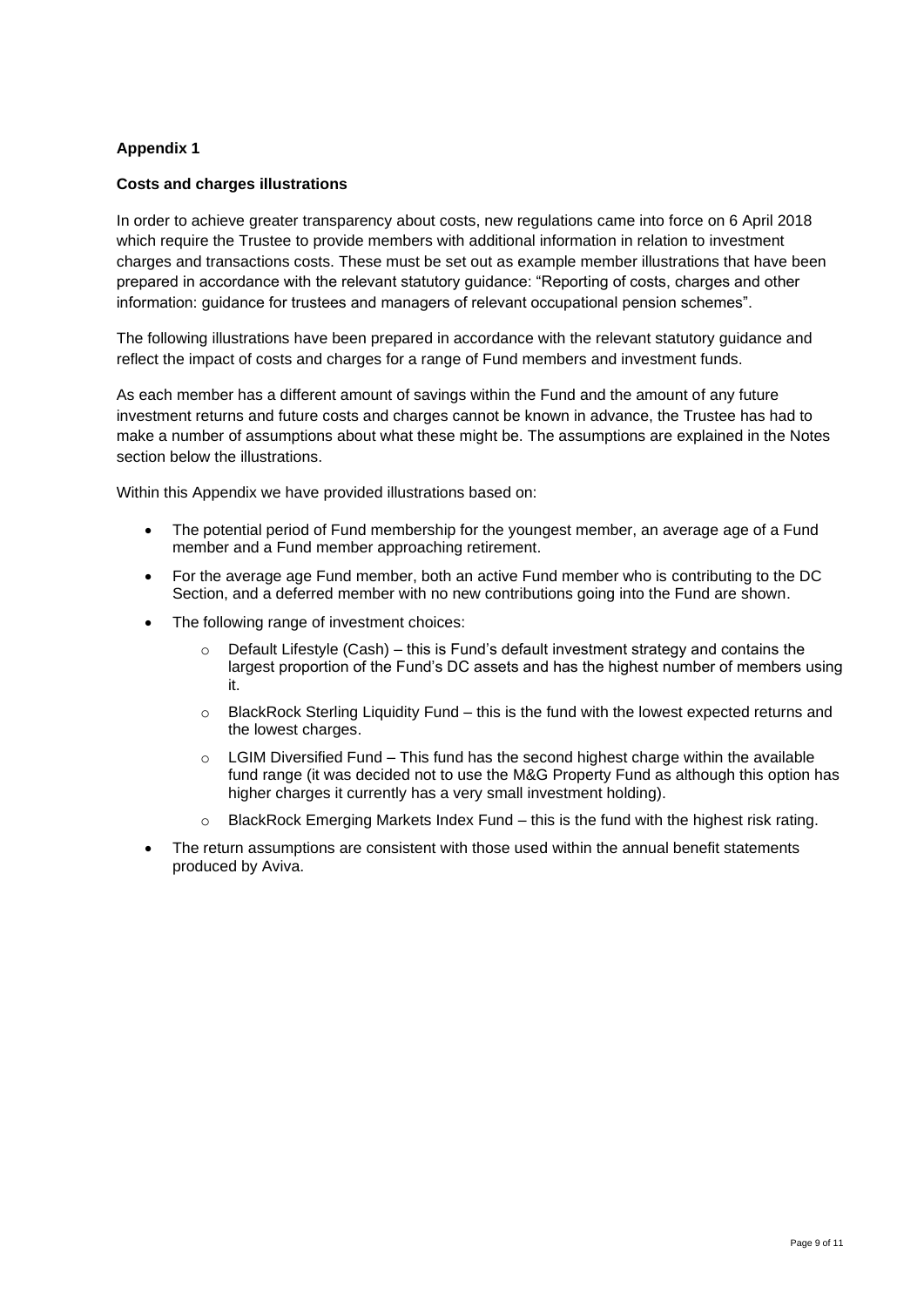**Appendix 1**

**Costs and charges illustrations**

In order to achieve greater transparency about costs, new regulations came into force on 6 April 2018 which require the Trustee to provide members with additional information in relation to investment charges and transactions costs. These must be set out as example member illustrations that have been prepared in accordance with the relevant statutory guidance: "Reporting of costs, charges and other information: guidance for trustees and managers of relevant occupational pension schemes".

The following illustrations have been prepared in accordance with the relevant statutory guidance and reflect the impact of costs and charges for a range of Fund members and investment funds.

As each member has a different amount of savings within the Fund and the amount of any future investment returns and future costs and charges cannot be known in advance, the Trustee has had to make a number of assumptions about what these might be. The assumptions are explained in the Notes section below the illustrations.

Within this Appendix we have provided illustrations based on:

- The potential period of Fund membership for the youngest member, an average age of a Fund member and a Fund member approaching retirement.
- For the average age Fund member, both an active Fund member who is contributing to the DC Section, and a deferred member with no new contributions going into the Fund are shown.
- The following range of investment choices:
    - Default Lifestyle (Cash) – this is Fund's default investment strategy and contains the largest proportion of the Fund's DC assets and has the highest number of members using it.
    - BlackRock Sterling Liquidity Fund – this is the fund with the lowest expected returns and the lowest charges.
    - LGIM Diversified Fund – This fund has the second highest charge within the available fund range (it was decided not to use the M&G Property Fund as although this option has higher charges it currently has a very small investment holding).
    - BlackRock Emerging Markets Index Fund – this is the fund with the highest risk rating.
- The return assumptions are consistent with those used within the annual benefit statements produced by Aviva.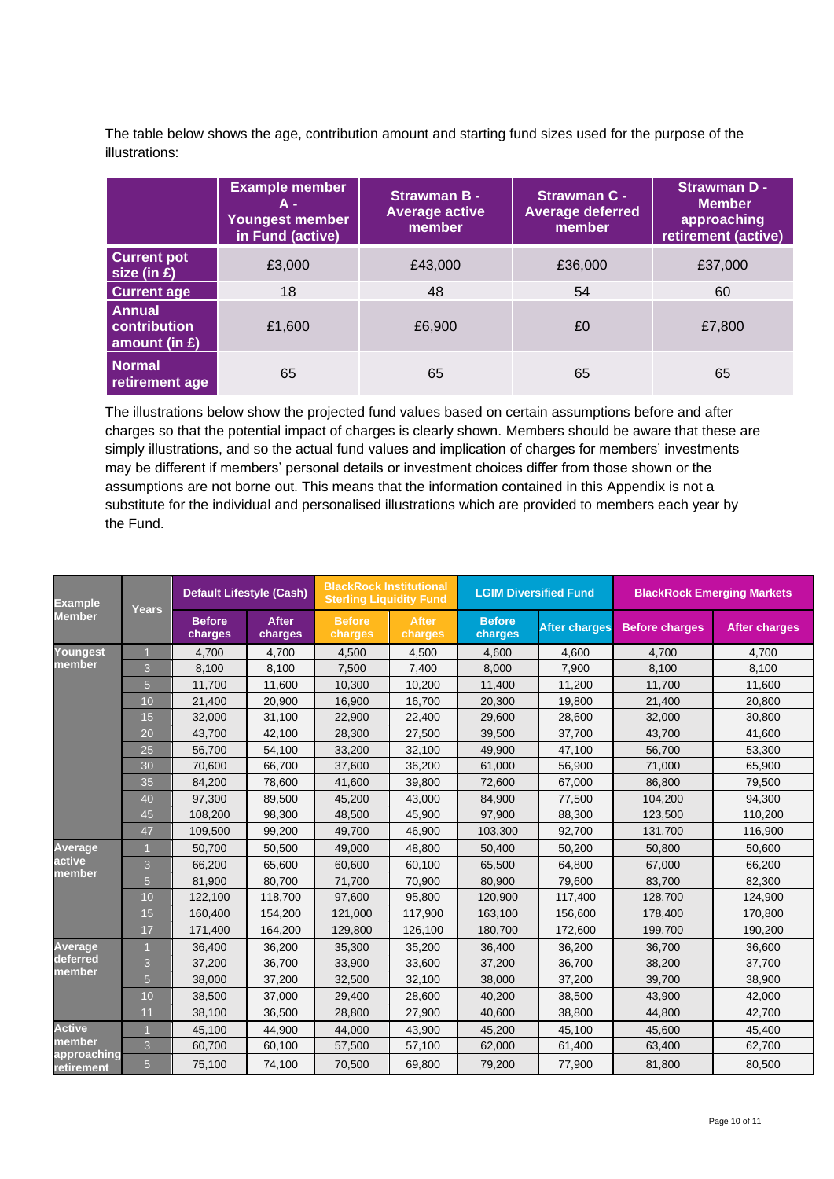The table below shows the age, contribution amount and starting fund sizes used for the purpose of the illustrations:

| | Example member A - Youngest member in Fund (active) | Strawman B - Average active member | Strawman C - Average deferred member | Strawman D - Member approaching retirement (active) |
|---|---|---|---|---|
| Current pot size (in £) | £3,000 | £43,000 | £36,000 | £37,000 |
| Current age | 18 | 48 | 54 | 60 |
| Annual contribution amount (in £) | £1,600 | £6,900 | £0 | £7,800 |
| Normal retirement age | 65 | 65 | 65 | 65 |

The illustrations below show the projected fund values based on certain assumptions before and after charges so that the potential impact of charges is clearly shown. Members should be aware that these are simply illustrations, and so the actual fund values and implication of charges for members' investments may be different if members' personal details or investment choices differ from those shown or the assumptions are not borne out. This means that the information contained in this Appendix is not a substitute for the individual and personalised illustrations which are provided to members each year by the Fund.

| Example Member | Years | Default Lifestyle (Cash) | | BlackRock Institutional Sterling Liquidity Fund | | LGIM Diversified Fund | | BlackRock Emerging Markets | |
|---|---|---|---|---|---|---|---|---|---|
| | | Before charges | After charges | Before charges | After charges | Before charges | After charges | Before charges | After charges |
| Youngest member | 1 | 4,700 | 4,700 | 4,500 | 4,500 | 4,600 | 4,600 | 4,700 | 4,700 |
| | 3 | 8,100 | 8,100 | 7,500 | 7,400 | 8,000 | 7,900 | 8,100 | 8,100 |
| | 5 | 11,700 | 11,600 | 10,300 | 10,200 | 11,400 | 11,200 | 11,700 | 11,600 |
| | 10 | 21,400 | 20,900 | 16,900 | 16,700 | 20,300 | 19,800 | 21,400 | 20,800 |
| | 15 | 32,000 | 31,100 | 22,900 | 22,400 | 29,600 | 28,600 | 32,000 | 30,800 |
| | 20 | 43,700 | 42,100 | 28,300 | 27,500 | 39,500 | 37,700 | 43,700 | 41,600 |
| | 25 | 56,700 | 54,100 | 33,200 | 32,100 | 49,900 | 47,100 | 56,700 | 53,300 |
| | 30 | 70,600 | 66,700 | 37,600 | 36,200 | 61,000 | 56,900 | 71,000 | 65,900 |
| | 35 | 84,200 | 78,600 | 41,600 | 39,800 | 72,600 | 67,000 | 86,800 | 79,500 |
| | 40 | 97,300 | 89,500 | 45,200 | 43,000 | 84,900 | 77,500 | 104,200 | 94,300 |
| | 45 | 108,200 | 98,300 | 48,500 | 45,900 | 97,900 | 88,300 | 123,500 | 110,200 |
| | 47 | 109,500 | 99,200 | 49,700 | 46,900 | 103,300 | 92,700 | 131,700 | 116,900 |
| Average active member | 1 | 50,700 | 50,500 | 49,000 | 48,800 | 50,400 | 50,200 | 50,800 | 50,600 |
| | 3 | 66,200 | 65,600 | 60,600 | 60,100 | 65,500 | 64,800 | 67,000 | 66,200 |
| | 5 | 81,900 | 80,700 | 71,700 | 70,900 | 80,900 | 79,600 | 83,700 | 82,300 |
| | 10 | 122,100 | 118,700 | 97,600 | 95,800 | 120,900 | 117,400 | 128,700 | 124,900 |
| | 15 | 160,400 | 154,200 | 121,000 | 117,900 | 163,100 | 156,600 | 178,400 | 170,800 |
| | 17 | 171,400 | 164,200 | 129,800 | 126,100 | 180,700 | 172,600 | 199,700 | 190,200 |
| Average deferred member | 1 | 36,400 | 36,200 | 35,300 | 35,200 | 36,400 | 36,200 | 36,700 | 36,600 |
| | 3 | 37,200 | 36,700 | 33,900 | 33,600 | 37,200 | 36,700 | 38,200 | 37,700 |
| | 5 | 38,000 | 37,200 | 32,500 | 32,100 | 38,000 | 37,200 | 39,700 | 38,900 |
| | 10 | 38,500 | 37,000 | 29,400 | 28,600 | 40,200 | 38,500 | 43,900 | 42,000 |
| | 11 | 38,100 | 36,500 | 28,800 | 27,900 | 40,600 | 38,800 | 44,800 | 42,700 |
| Active member approaching retirement | 1 | 45,100 | 44,900 | 44,000 | 43,900 | 45,200 | 45,100 | 45,600 | 45,400 |
| | 3 | 60,700 | 60,100 | 57,500 | 57,100 | 62,000 | 61,400 | 63,400 | 62,700 |
| | 5 | 75,100 | 74,100 | 70,500 | 69,800 | 79,200 | 77,900 | 81,800 | 80,500 |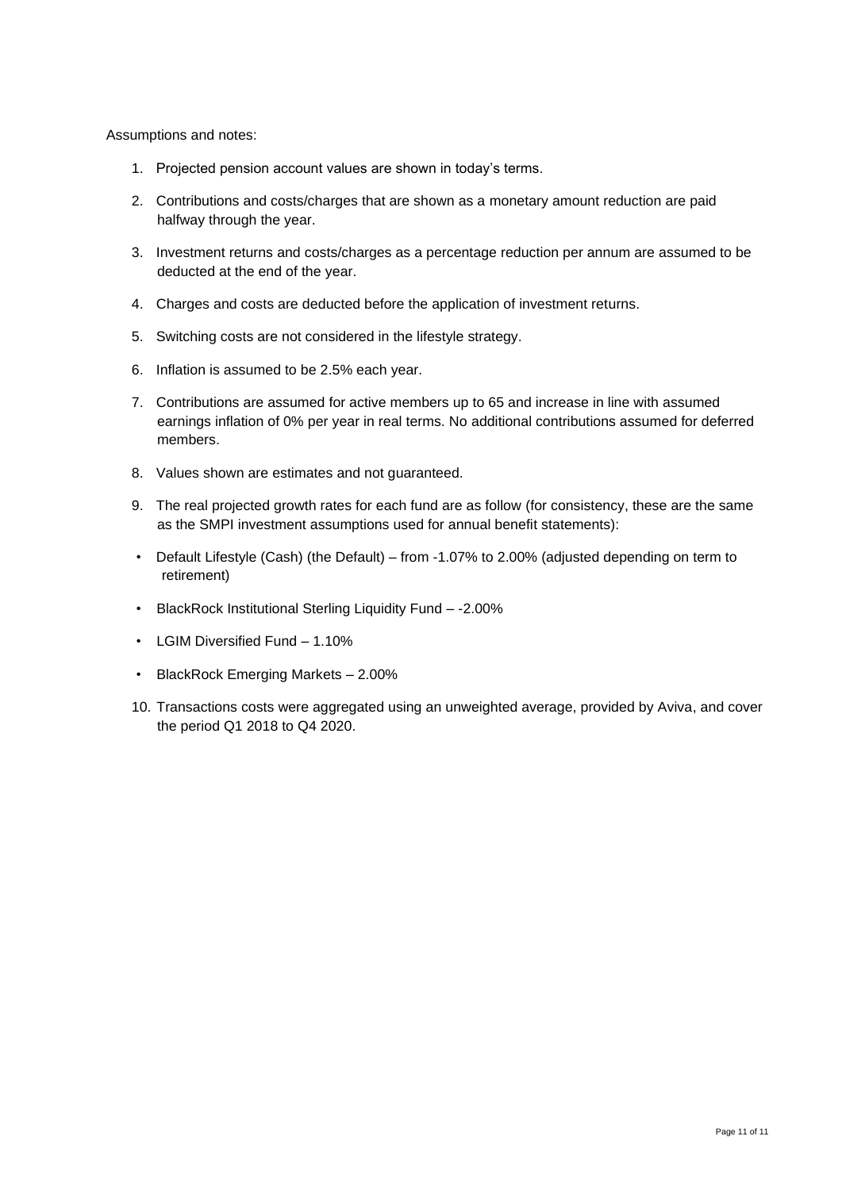Assumptions and notes:

1. Projected pension account values are shown in today's terms.
2. Contributions and costs/charges that are shown as a monetary amount reduction are paid halfway through the year.
3. Investment returns and costs/charges as a percentage reduction per annum are assumed to be deducted at the end of the year.
4. Charges and costs are deducted before the application of investment returns.
5. Switching costs are not considered in the lifestyle strategy.
6. Inflation is assumed to be 2.5% each year.
7. Contributions are assumed for active members up to 65 and increase in line with assumed earnings inflation of 0% per year in real terms. No additional contributions assumed for deferred members.
8. Values shown are estimates and not guaranteed.
9. The real projected growth rates for each fund are as follow (for consistency, these are the same as the SMPI investment assumptions used for annual benefit statements):

- Default Lifestyle (Cash) (the Default) – from -1.07% to 2.00% (adjusted depending on term to retirement)
- BlackRock Institutional Sterling Liquidity Fund – -2.00%
- LGIM Diversified Fund – 1.10%
- BlackRock Emerging Markets – 2.00%

10. Transactions costs were aggregated using an unweighted average, provided by Aviva, and cover the period Q1 2018 to Q4 2020.